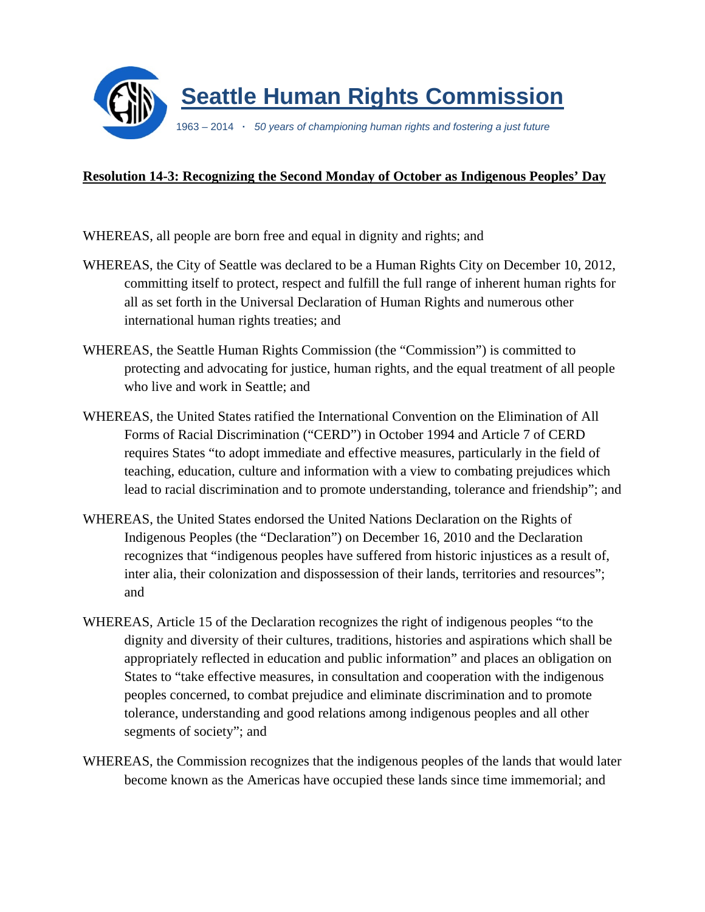# Seattle Human Rights Commission

1963 – 2014 · *50 years of championing human rights and fostering a just future*

## Resolution 14-3: Recognizing the Second Monday of October as Indigenous Peoples' Day

WHEREAS, all people are born free and equal in dignity and rights; and

WHEREAS, the City of Seattle was declared to be a Human Rights City on December 10, 2012, committing itself to protect, respect and fulfill the full range of inherent human rights for all as set forth in the Universal Declaration of Human Rights and numerous other international human rights treaties; and

WHEREAS, the Seattle Human Rights Commission (the "Commission") is committed to protecting and advocating for justice, human rights, and the equal treatment of all people who live and work in Seattle; and

WHEREAS, the United States ratified the International Convention on the Elimination of All Forms of Racial Discrimination ("CERD") in October 1994 and Article 7 of CERD requires States "to adopt immediate and effective measures, particularly in the field of teaching, education, culture and information with a view to combating prejudices which lead to racial discrimination and to promote understanding, tolerance and friendship"; and

WHEREAS, the United States endorsed the United Nations Declaration on the Rights of Indigenous Peoples (the "Declaration") on December 16, 2010 and the Declaration recognizes that "indigenous peoples have suffered from historic injustices as a result of, inter alia, their colonization and dispossession of their lands, territories and resources"; and

WHEREAS, Article 15 of the Declaration recognizes the right of indigenous peoples "to the dignity and diversity of their cultures, traditions, histories and aspirations which shall be appropriately reflected in education and public information" and places an obligation on States to "take effective measures, in consultation and cooperation with the indigenous peoples concerned, to combat prejudice and eliminate discrimination and to promote tolerance, understanding and good relations among indigenous peoples and all other segments of society"; and

WHEREAS, the Commission recognizes that the indigenous peoples of the lands that would later become known as the Americas have occupied these lands since time immemorial; and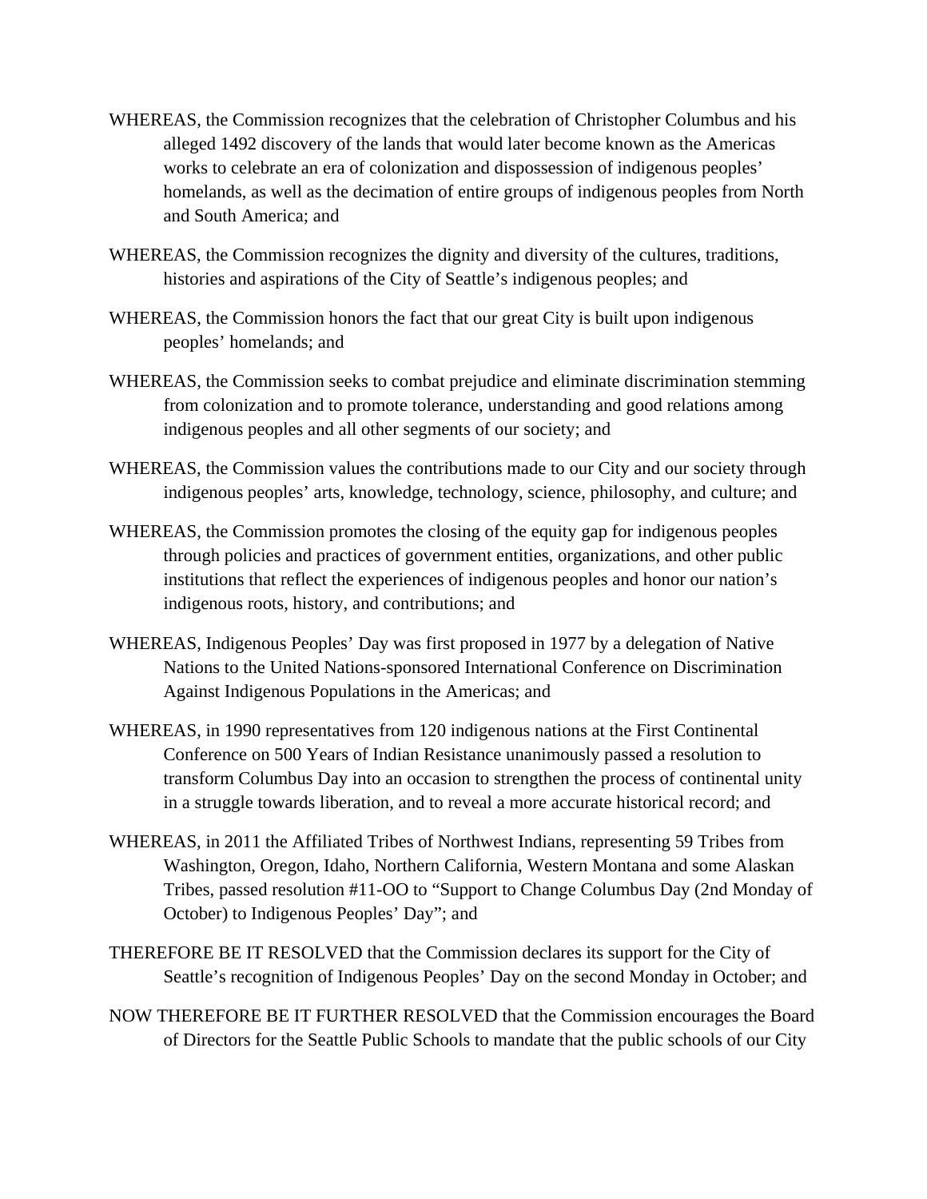WHEREAS, the Commission recognizes that the celebration of Christopher Columbus and his alleged 1492 discovery of the lands that would later become known as the Americas works to celebrate an era of colonization and dispossession of indigenous peoples' homelands, as well as the decimation of entire groups of indigenous peoples from North and South America; and

WHEREAS, the Commission recognizes the dignity and diversity of the cultures, traditions, histories and aspirations of the City of Seattle's indigenous peoples; and

WHEREAS, the Commission honors the fact that our great City is built upon indigenous peoples' homelands; and

WHEREAS, the Commission seeks to combat prejudice and eliminate discrimination stemming from colonization and to promote tolerance, understanding and good relations among indigenous peoples and all other segments of our society; and

WHEREAS, the Commission values the contributions made to our City and our society through indigenous peoples' arts, knowledge, technology, science, philosophy, and culture; and

WHEREAS, the Commission promotes the closing of the equity gap for indigenous peoples through policies and practices of government entities, organizations, and other public institutions that reflect the experiences of indigenous peoples and honor our nation's indigenous roots, history, and contributions; and

WHEREAS, Indigenous Peoples' Day was first proposed in 1977 by a delegation of Native Nations to the United Nations-sponsored International Conference on Discrimination Against Indigenous Populations in the Americas; and

WHEREAS, in 1990 representatives from 120 indigenous nations at the First Continental Conference on 500 Years of Indian Resistance unanimously passed a resolution to transform Columbus Day into an occasion to strengthen the process of continental unity in a struggle towards liberation, and to reveal a more accurate historical record; and

WHEREAS, in 2011 the Affiliated Tribes of Northwest Indians, representing 59 Tribes from Washington, Oregon, Idaho, Northern California, Western Montana and some Alaskan Tribes, passed resolution #11-OO to "Support to Change Columbus Day (2nd Monday of October) to Indigenous Peoples' Day"; and

THEREFORE BE IT RESOLVED that the Commission declares its support for the City of Seattle's recognition of Indigenous Peoples' Day on the second Monday in October; and

NOW THEREFORE BE IT FURTHER RESOLVED that the Commission encourages the Board of Directors for the Seattle Public Schools to mandate that the public schools of our City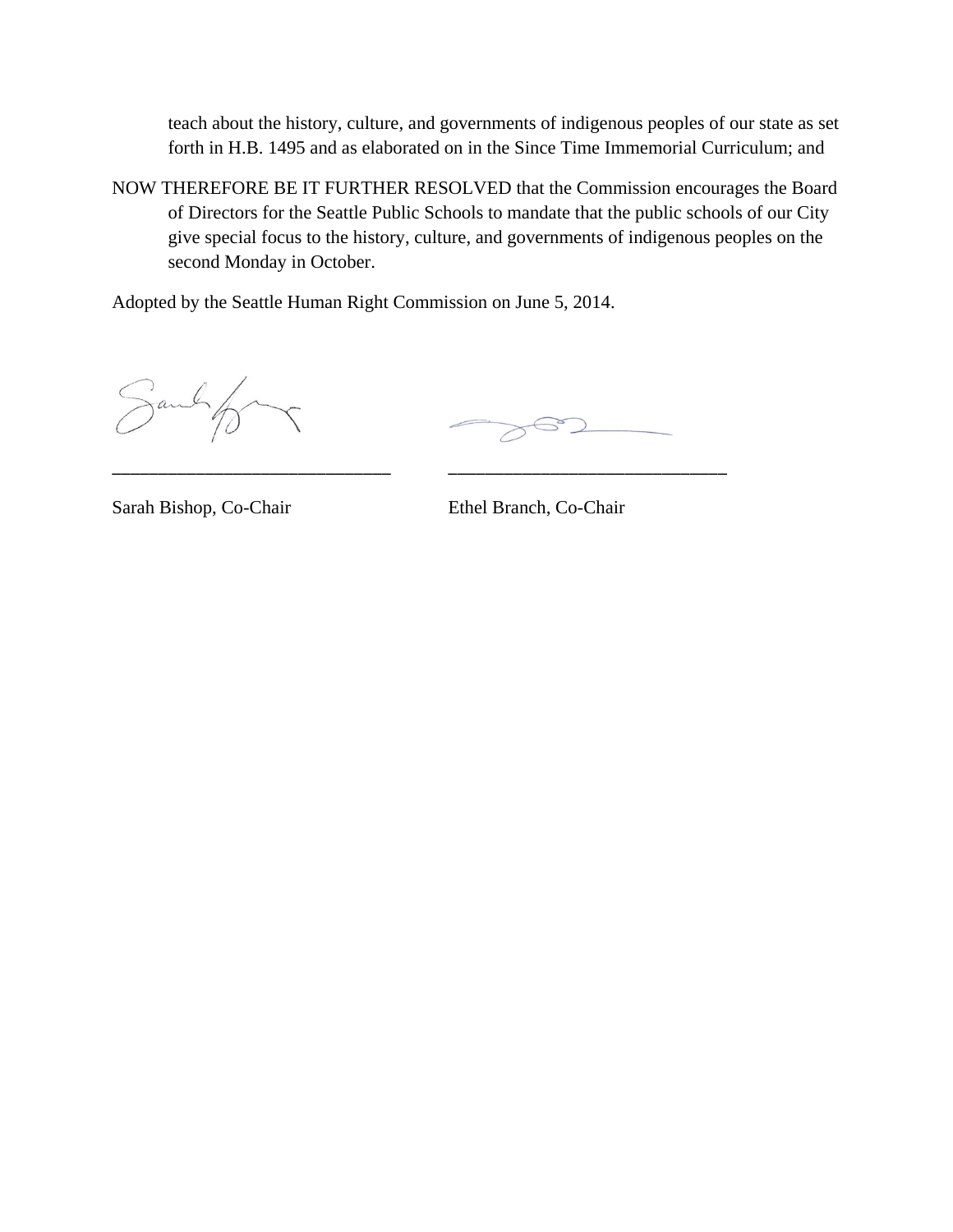teach about the history, culture, and governments of indigenous peoples of our state as set forth in H.B. 1495 and as elaborated on in the Since Time Immemorial Curriculum; and

NOW THEREFORE BE IT FURTHER RESOLVED that the Commission encourages the Board of Directors for the Seattle Public Schools to mandate that the public schools of our City give special focus to the history, culture, and governments of indigenous peoples on the second Monday in October.

Adopted by the Seattle Human Right Commission on June 5, 2014.

\_\_\_\_\_\_\_\_\_\_\_\_\_\_\_\_\_\_\_\_\_\_\_\_\_\_\_\_\_\_ \_\_\_\_\_\_\_\_\_\_\_\_\_\_\_\_\_\_\_\_\_\_\_\_\_\_\_\_\_\_

Sarah Bishop, Co-Chair Ethel Branch, Co-Chair